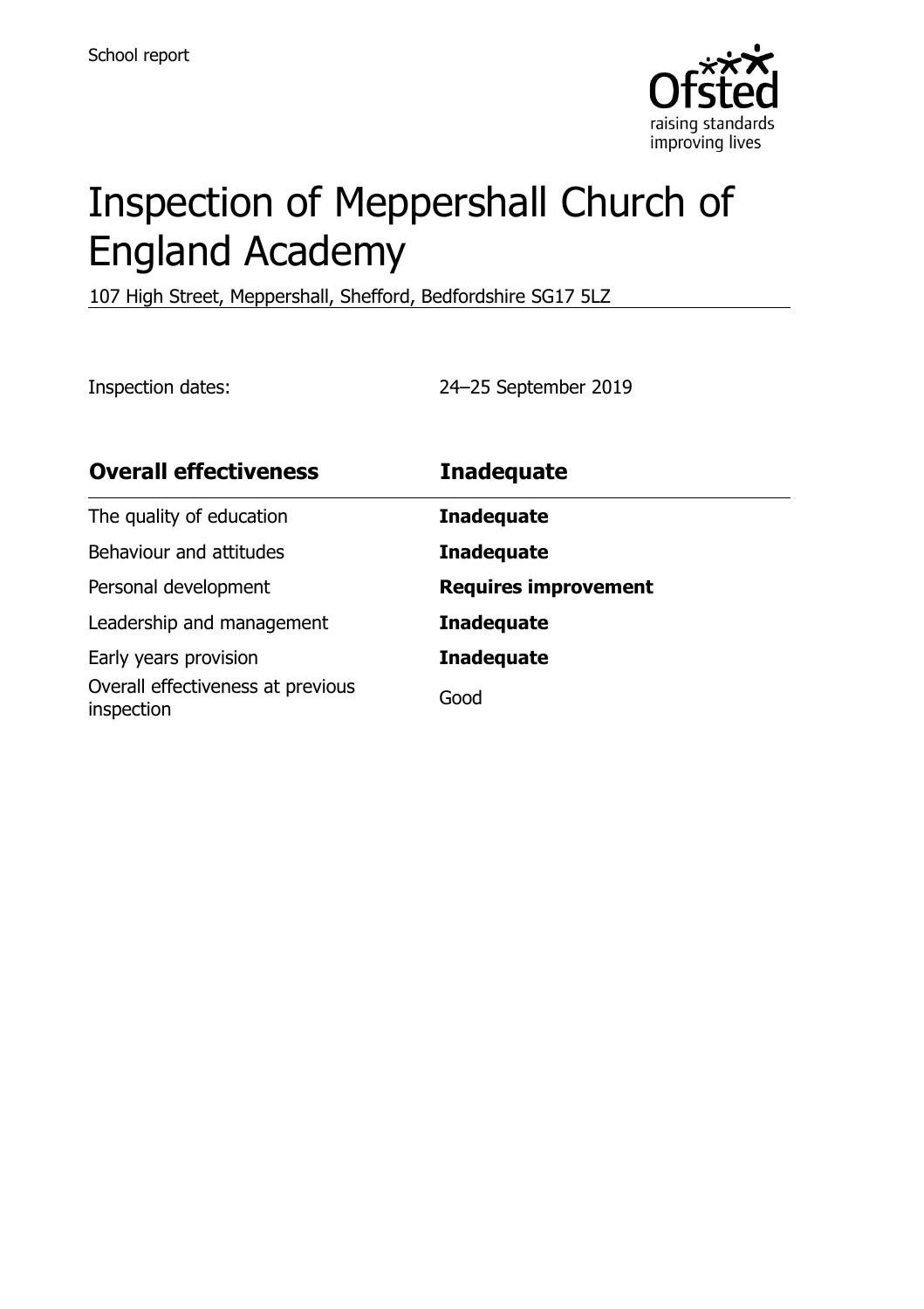School report

Ofsted
raising standards
improving lives

# Inspection of Meppershall Church of England Academy

107 High Street, Meppershall, Shefford, Bedfordshire SG17 5LZ

Inspection dates: 24–25 September 2019

| **Overall effectiveness** | **Inadequate** |
| --- | --- |
| The quality of education | **Inadequate** |
| Behaviour and attitudes | **Inadequate** |
| Personal development | **Requires improvement** |
| Leadership and management | **Inadequate** |
| Early years provision | **Inadequate** |
| Overall effectiveness at previous inspection | Good |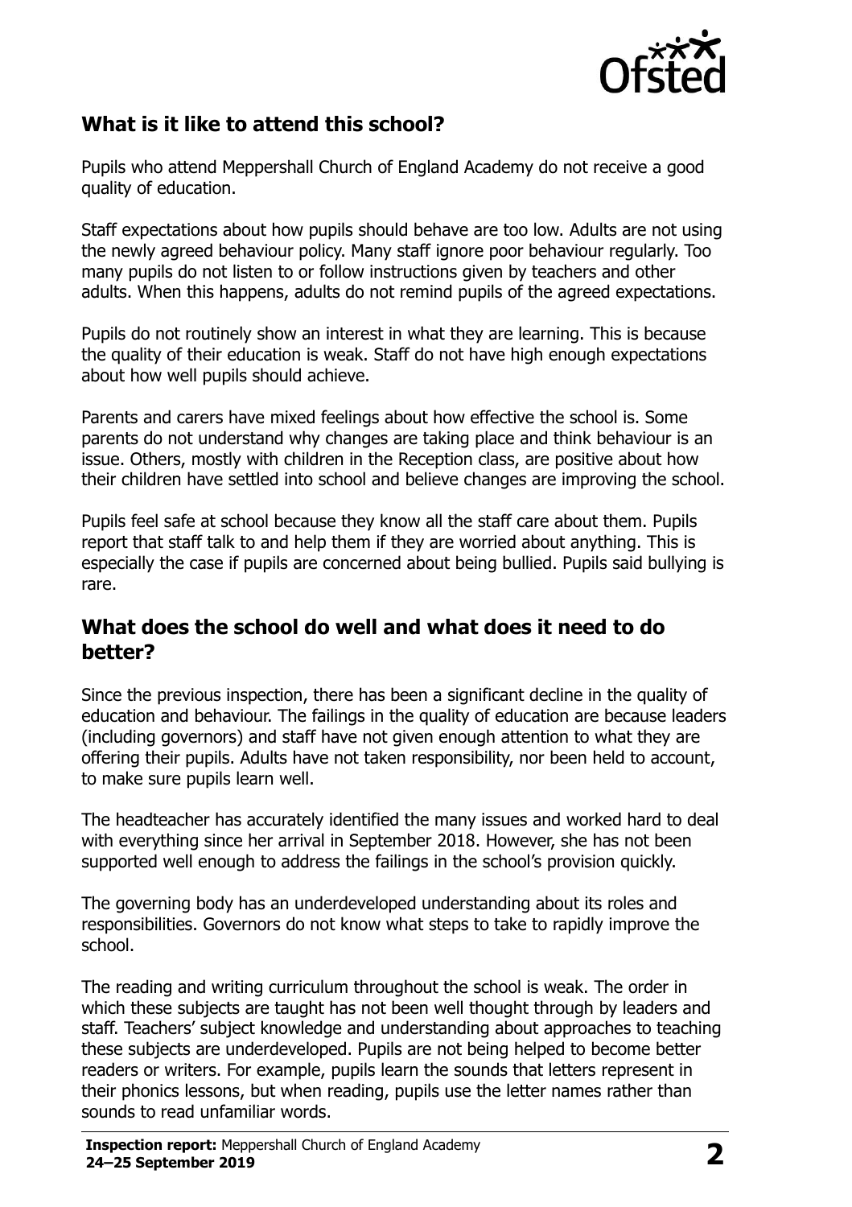## What is it like to attend this school?

Pupils who attend Meppershall Church of England Academy do not receive a good quality of education.

Staff expectations about how pupils should behave are too low. Adults are not using the newly agreed behaviour policy. Many staff ignore poor behaviour regularly. Too many pupils do not listen to or follow instructions given by teachers and other adults. When this happens, adults do not remind pupils of the agreed expectations.

Pupils do not routinely show an interest in what they are learning. This is because the quality of their education is weak. Staff do not have high enough expectations about how well pupils should achieve.

Parents and carers have mixed feelings about how effective the school is. Some parents do not understand why changes are taking place and think behaviour is an issue. Others, mostly with children in the Reception class, are positive about how their children have settled into school and believe changes are improving the school.

Pupils feel safe at school because they know all the staff care about them. Pupils report that staff talk to and help them if they are worried about anything. This is especially the case if pupils are concerned about being bullied. Pupils said bullying is rare.

## What does the school do well and what does it need to do better?

Since the previous inspection, there has been a significant decline in the quality of education and behaviour. The failings in the quality of education are because leaders (including governors) and staff have not given enough attention to what they are offering their pupils. Adults have not taken responsibility, nor been held to account, to make sure pupils learn well.

The headteacher has accurately identified the many issues and worked hard to deal with everything since her arrival in September 2018. However, she has not been supported well enough to address the failings in the school's provision quickly.

The governing body has an underdeveloped understanding about its roles and responsibilities. Governors do not know what steps to take to rapidly improve the school.

The reading and writing curriculum throughout the school is weak. The order in which these subjects are taught has not been well thought through by leaders and staff. Teachers' subject knowledge and understanding about approaches to teaching these subjects are underdeveloped. Pupils are not being helped to become better readers or writers. For example, pupils learn the sounds that letters represent in their phonics lessons, but when reading, pupils use the letter names rather than sounds to read unfamiliar words.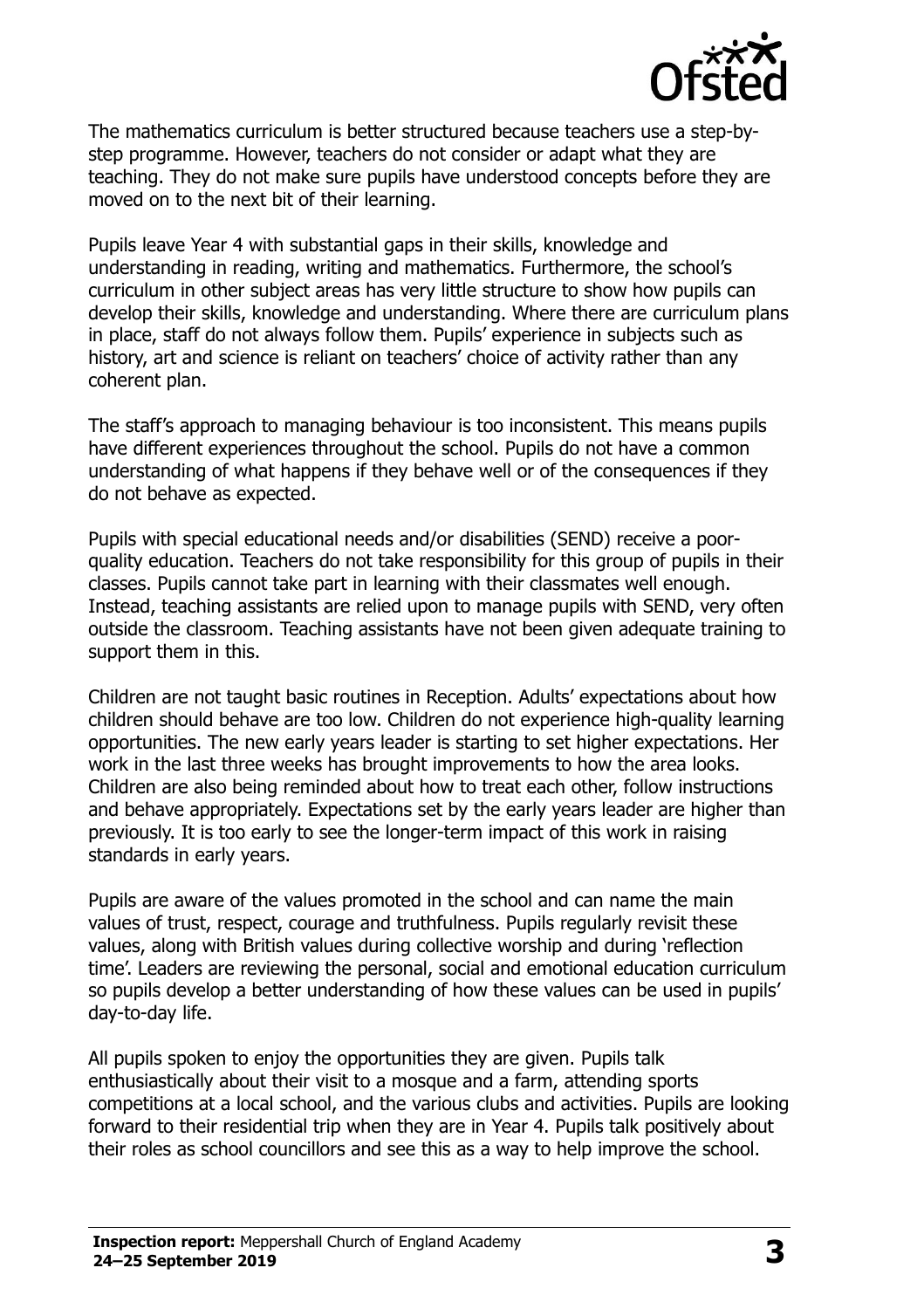The mathematics curriculum is better structured because teachers use a step-by-step programme. However, teachers do not consider or adapt what they are teaching. They do not make sure pupils have understood concepts before they are moved on to the next bit of their learning.

Pupils leave Year 4 with substantial gaps in their skills, knowledge and understanding in reading, writing and mathematics. Furthermore, the school's curriculum in other subject areas has very little structure to show how pupils can develop their skills, knowledge and understanding. Where there are curriculum plans in place, staff do not always follow them. Pupils' experience in subjects such as history, art and science is reliant on teachers' choice of activity rather than any coherent plan.

The staff's approach to managing behaviour is too inconsistent. This means pupils have different experiences throughout the school. Pupils do not have a common understanding of what happens if they behave well or of the consequences if they do not behave as expected.

Pupils with special educational needs and/or disabilities (SEND) receive a poor-quality education. Teachers do not take responsibility for this group of pupils in their classes. Pupils cannot take part in learning with their classmates well enough. Instead, teaching assistants are relied upon to manage pupils with SEND, very often outside the classroom. Teaching assistants have not been given adequate training to support them in this.

Children are not taught basic routines in Reception. Adults' expectations about how children should behave are too low. Children do not experience high-quality learning opportunities. The new early years leader is starting to set higher expectations. Her work in the last three weeks has brought improvements to how the area looks. Children are also being reminded about how to treat each other, follow instructions and behave appropriately. Expectations set by the early years leader are higher than previously. It is too early to see the longer-term impact of this work in raising standards in early years.

Pupils are aware of the values promoted in the school and can name the main values of trust, respect, courage and truthfulness. Pupils regularly revisit these values, along with British values during collective worship and during 'reflection time'. Leaders are reviewing the personal, social and emotional education curriculum so pupils develop a better understanding of how these values can be used in pupils' day-to-day life.

All pupils spoken to enjoy the opportunities they are given. Pupils talk enthusiastically about their visit to a mosque and a farm, attending sports competitions at a local school, and the various clubs and activities. Pupils are looking forward to their residential trip when they are in Year 4. Pupils talk positively about their roles as school councillors and see this as a way to help improve the school.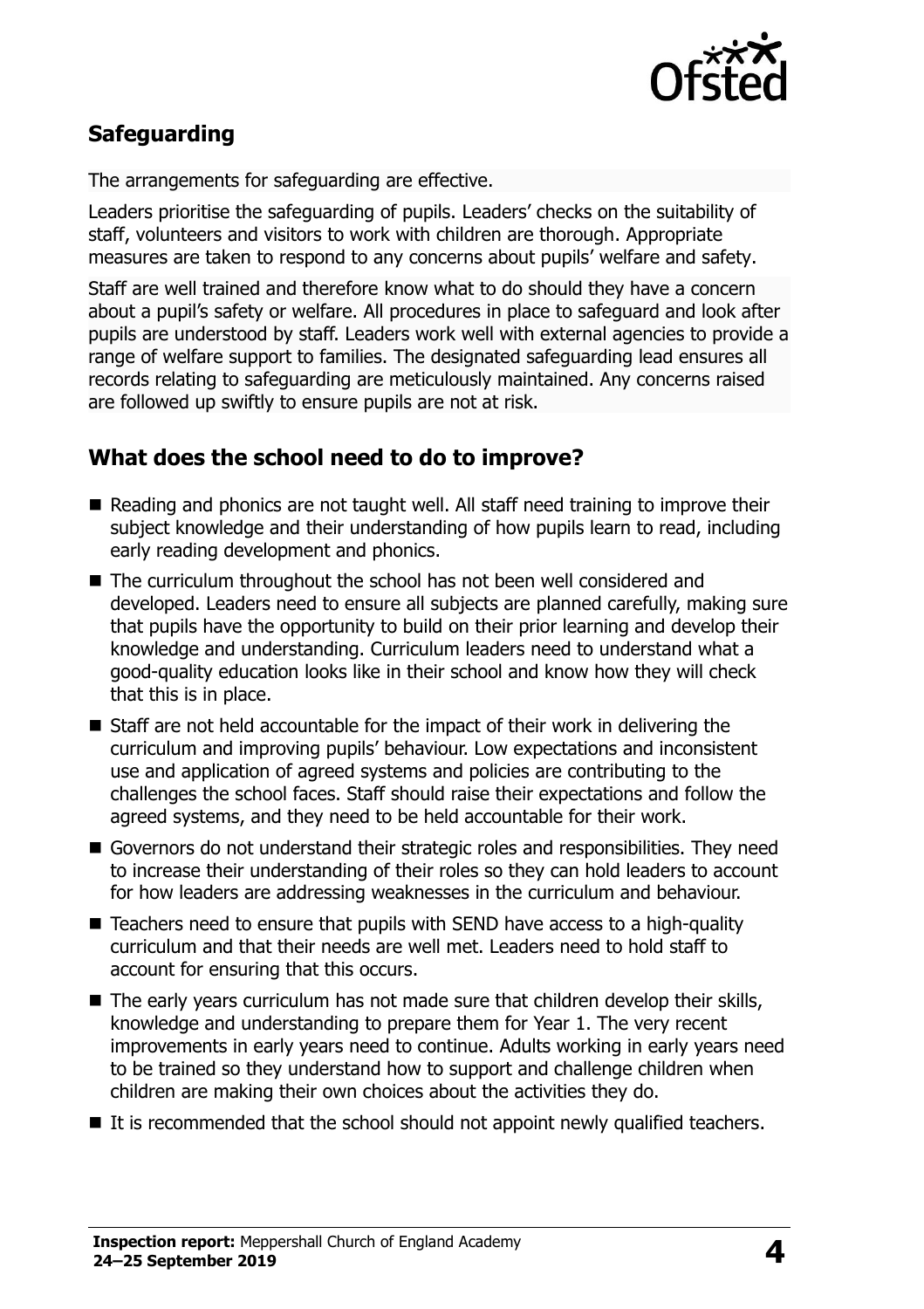## Safeguarding

The arrangements for safeguarding are effective.

Leaders prioritise the safeguarding of pupils. Leaders' checks on the suitability of staff, volunteers and visitors to work with children are thorough. Appropriate measures are taken to respond to any concerns about pupils' welfare and safety.

Staff are well trained and therefore know what to do should they have a concern about a pupil's safety or welfare. All procedures in place to safeguard and look after pupils are understood by staff. Leaders work well with external agencies to provide a range of welfare support to families. The designated safeguarding lead ensures all records relating to safeguarding are meticulously maintained. Any concerns raised are followed up swiftly to ensure pupils are not at risk.

## What does the school need to do to improve?

- Reading and phonics are not taught well. All staff need training to improve their subject knowledge and their understanding of how pupils learn to read, including early reading development and phonics.
- The curriculum throughout the school has not been well considered and developed. Leaders need to ensure all subjects are planned carefully, making sure that pupils have the opportunity to build on their prior learning and develop their knowledge and understanding. Curriculum leaders need to understand what a good-quality education looks like in their school and know how they will check that this is in place.
- Staff are not held accountable for the impact of their work in delivering the curriculum and improving pupils' behaviour. Low expectations and inconsistent use and application of agreed systems and policies are contributing to the challenges the school faces. Staff should raise their expectations and follow the agreed systems, and they need to be held accountable for their work.
- Governors do not understand their strategic roles and responsibilities. They need to increase their understanding of their roles so they can hold leaders to account for how leaders are addressing weaknesses in the curriculum and behaviour.
- Teachers need to ensure that pupils with SEND have access to a high-quality curriculum and that their needs are well met. Leaders need to hold staff to account for ensuring that this occurs.
- The early years curriculum has not made sure that children develop their skills, knowledge and understanding to prepare them for Year 1. The very recent improvements in early years need to continue. Adults working in early years need to be trained so they understand how to support and challenge children when children are making their own choices about the activities they do.
- It is recommended that the school should not appoint newly qualified teachers.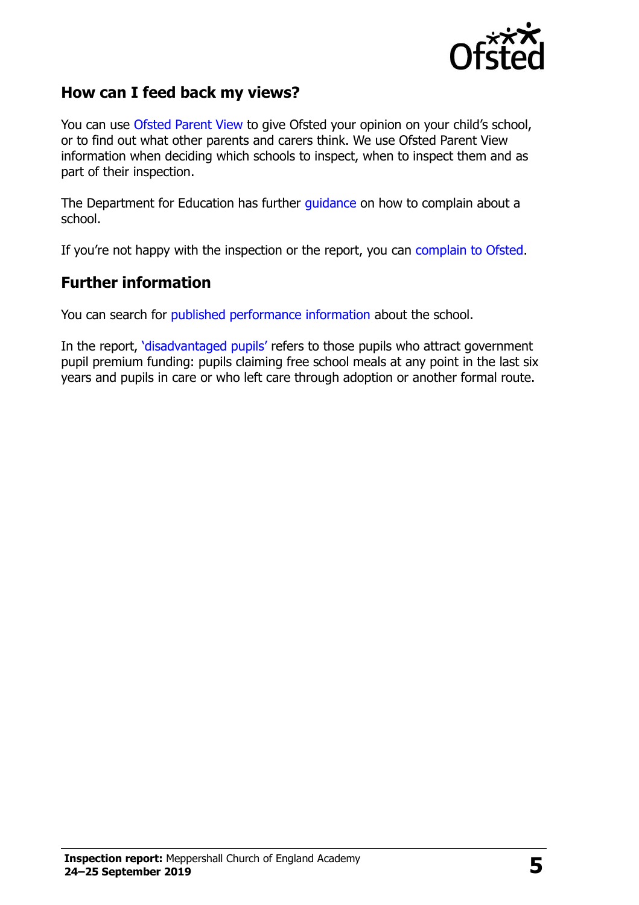## How can I feed back my views?

You can use Ofsted Parent View to give Ofsted your opinion on your child's school, or to find out what other parents and carers think. We use Ofsted Parent View information when deciding which schools to inspect, when to inspect them and as part of their inspection.

The Department for Education has further guidance on how to complain about a school.

If you're not happy with the inspection or the report, you can complain to Ofsted.

## Further information

You can search for published performance information about the school.

In the report, 'disadvantaged pupils' refers to those pupils who attract government pupil premium funding: pupils claiming free school meals at any point in the last six years and pupils in care or who left care through adoption or another formal route.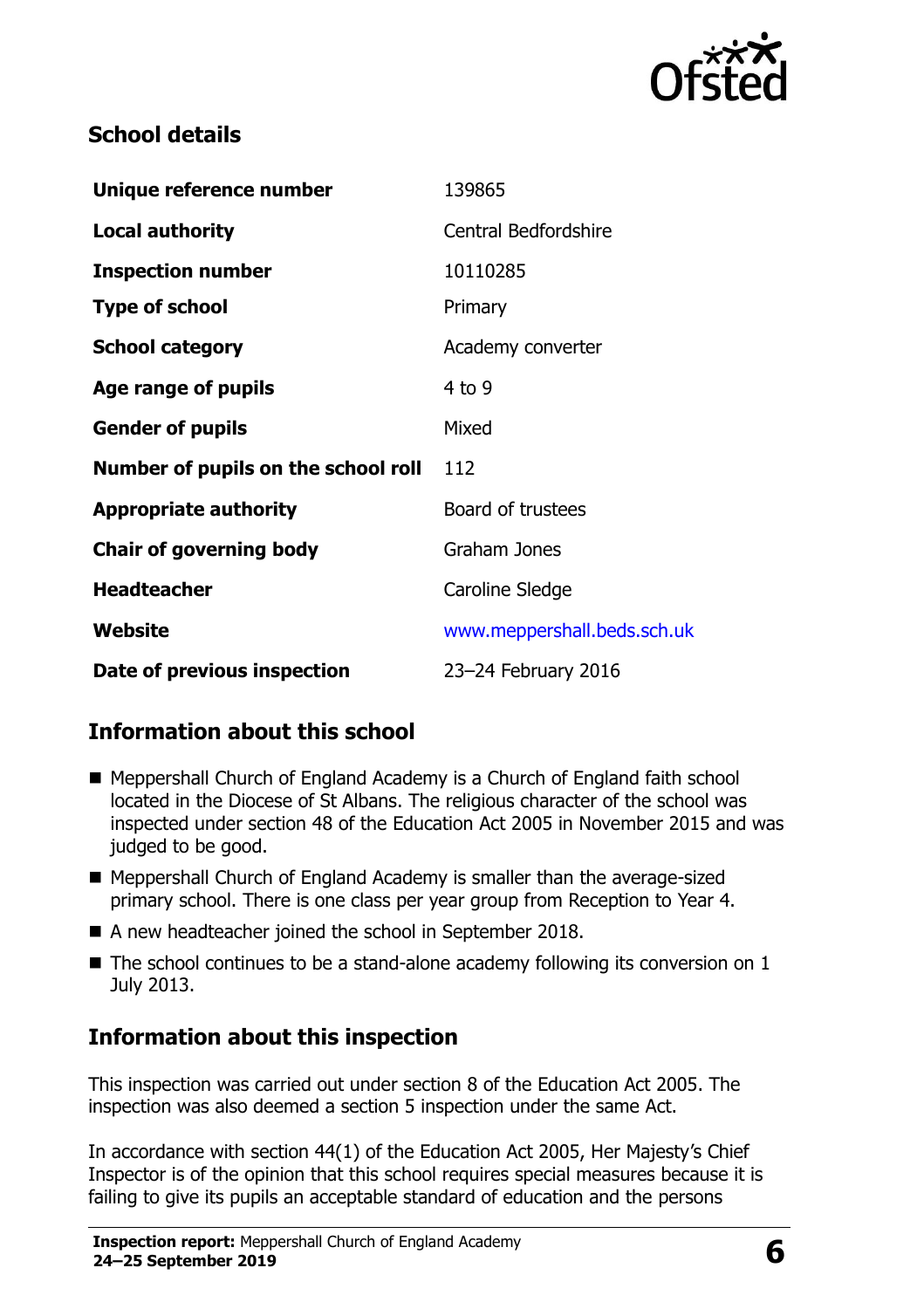## School details

| | |
|---|---|
| **Unique reference number** | 139865 |
| **Local authority** | Central Bedfordshire |
| **Inspection number** | 10110285 |
| **Type of school** | Primary |
| **School category** | Academy converter |
| **Age range of pupils** | 4 to 9 |
| **Gender of pupils** | Mixed |
| **Number of pupils on the school roll** | 112 |
| **Appropriate authority** | Board of trustees |
| **Chair of governing body** | Graham Jones |
| **Headteacher** | Caroline Sledge |
| **Website** | www.meppershall.beds.sch.uk |
| **Date of previous inspection** | 23–24 February 2016 |

## Information about this school

- Meppershall Church of England Academy is a Church of England faith school located in the Diocese of St Albans. The religious character of the school was inspected under section 48 of the Education Act 2005 in November 2015 and was judged to be good.
- Meppershall Church of England Academy is smaller than the average-sized primary school. There is one class per year group from Reception to Year 4.
- A new headteacher joined the school in September 2018.
- The school continues to be a stand-alone academy following its conversion on 1 July 2013.

## Information about this inspection

This inspection was carried out under section 8 of the Education Act 2005. The inspection was also deemed a section 5 inspection under the same Act.

In accordance with section 44(1) of the Education Act 2005, Her Majesty's Chief Inspector is of the opinion that this school requires special measures because it is failing to give its pupils an acceptable standard of education and the persons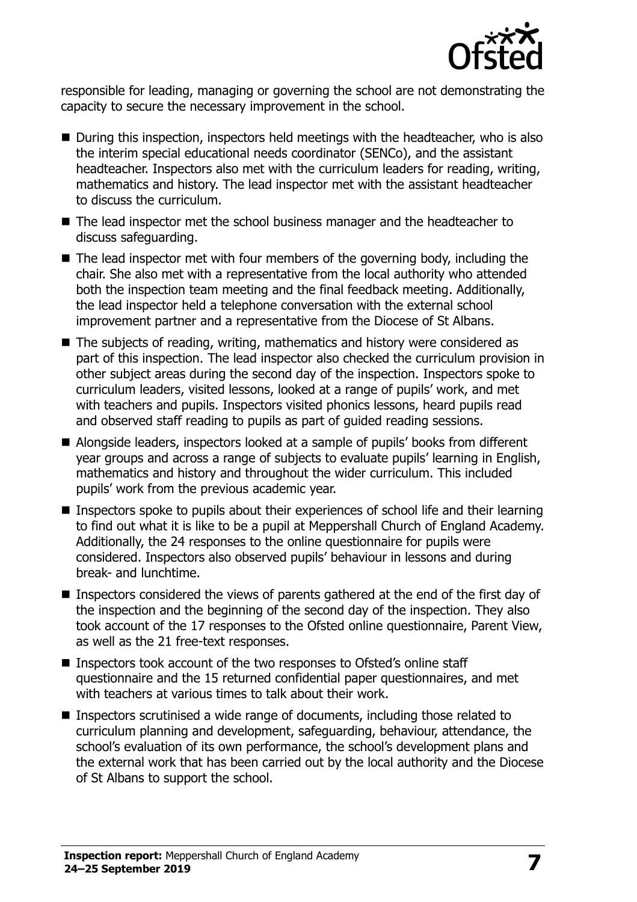responsible for leading, managing or governing the school are not demonstrating the capacity to secure the necessary improvement in the school.

- During this inspection, inspectors held meetings with the headteacher, who is also the interim special educational needs coordinator (SENCo), and the assistant headteacher. Inspectors also met with the curriculum leaders for reading, writing, mathematics and history. The lead inspector met with the assistant headteacher to discuss the curriculum.
- The lead inspector met the school business manager and the headteacher to discuss safeguarding.
- The lead inspector met with four members of the governing body, including the chair. She also met with a representative from the local authority who attended both the inspection team meeting and the final feedback meeting. Additionally, the lead inspector held a telephone conversation with the external school improvement partner and a representative from the Diocese of St Albans.
- The subjects of reading, writing, mathematics and history were considered as part of this inspection. The lead inspector also checked the curriculum provision in other subject areas during the second day of the inspection. Inspectors spoke to curriculum leaders, visited lessons, looked at a range of pupils' work, and met with teachers and pupils. Inspectors visited phonics lessons, heard pupils read and observed staff reading to pupils as part of guided reading sessions.
- Alongside leaders, inspectors looked at a sample of pupils' books from different year groups and across a range of subjects to evaluate pupils' learning in English, mathematics and history and throughout the wider curriculum. This included pupils' work from the previous academic year.
- Inspectors spoke to pupils about their experiences of school life and their learning to find out what it is like to be a pupil at Meppershall Church of England Academy. Additionally, the 24 responses to the online questionnaire for pupils were considered. Inspectors also observed pupils' behaviour in lessons and during break- and lunchtime.
- Inspectors considered the views of parents gathered at the end of the first day of the inspection and the beginning of the second day of the inspection. They also took account of the 17 responses to the Ofsted online questionnaire, Parent View, as well as the 21 free-text responses.
- Inspectors took account of the two responses to Ofsted's online staff questionnaire and the 15 returned confidential paper questionnaires, and met with teachers at various times to talk about their work.
- Inspectors scrutinised a wide range of documents, including those related to curriculum planning and development, safeguarding, behaviour, attendance, the school's evaluation of its own performance, the school's development plans and the external work that has been carried out by the local authority and the Diocese of St Albans to support the school.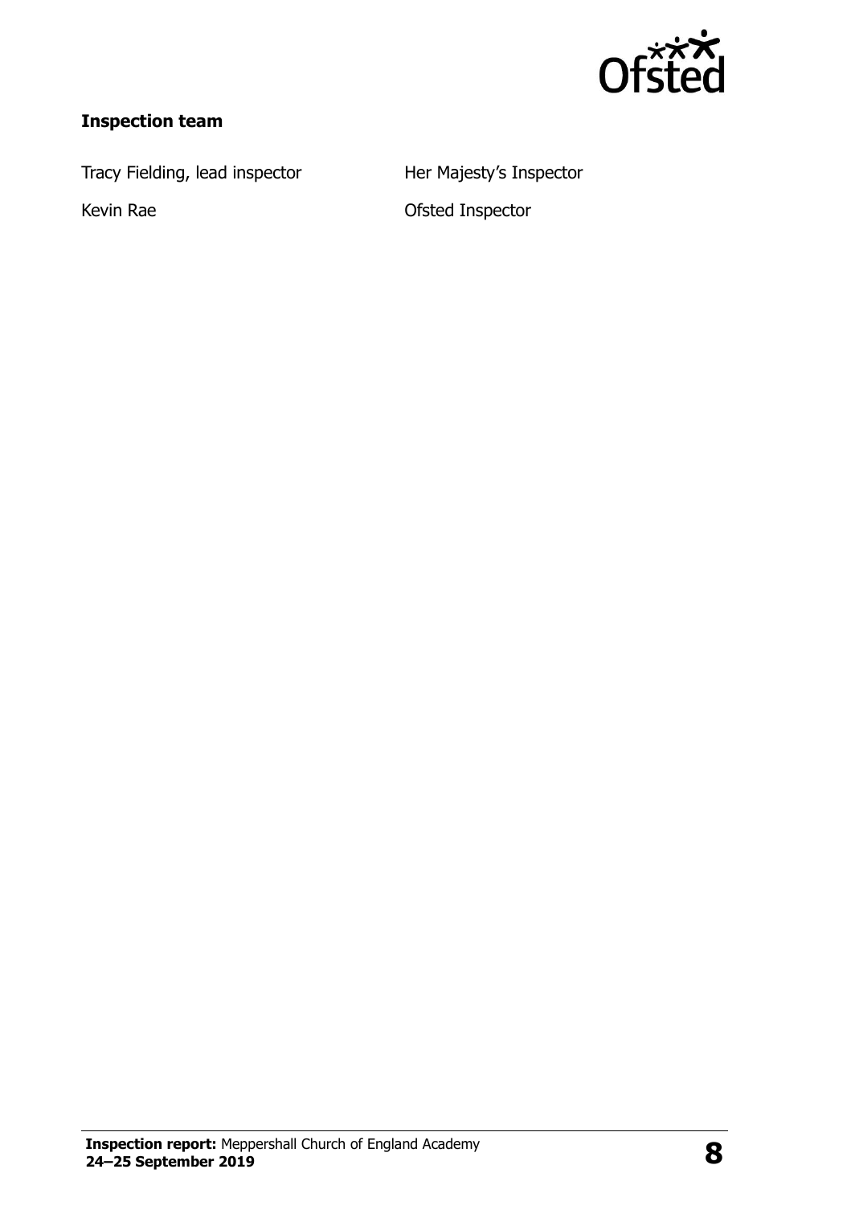**Inspection team**

| | |
|---|---|
| Tracy Fielding, lead inspector | Her Majesty's Inspector |
| Kevin Rae | Ofsted Inspector |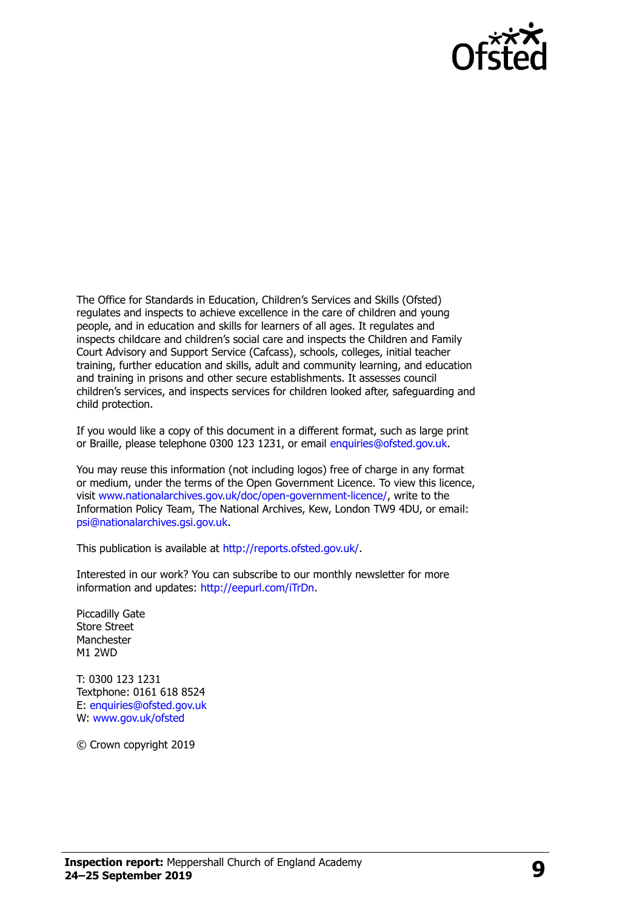The Office for Standards in Education, Children's Services and Skills (Ofsted) regulates and inspects to achieve excellence in the care of children and young people, and in education and skills for learners of all ages. It regulates and inspects childcare and children's social care and inspects the Children and Family Court Advisory and Support Service (Cafcass), schools, colleges, initial teacher training, further education and skills, adult and community learning, and education and training in prisons and other secure establishments. It assesses council children's services, and inspects services for children looked after, safeguarding and child protection.

If you would like a copy of this document in a different format, such as large print or Braille, please telephone 0300 123 1231, or email enquiries@ofsted.gov.uk.

You may reuse this information (not including logos) free of charge in any format or medium, under the terms of the Open Government Licence. To view this licence, visit www.nationalarchives.gov.uk/doc/open-government-licence/, write to the Information Policy Team, The National Archives, Kew, London TW9 4DU, or email: psi@nationalarchives.gsi.gov.uk.

This publication is available at http://reports.ofsted.gov.uk/.

Interested in our work? You can subscribe to our monthly newsletter for more information and updates: http://eepurl.com/iTrDn.

Piccadilly Gate
Store Street
Manchester
M1 2WD

T: 0300 123 1231
Textphone: 0161 618 8524
E: enquiries@ofsted.gov.uk
W: www.gov.uk/ofsted

© Crown copyright 2019